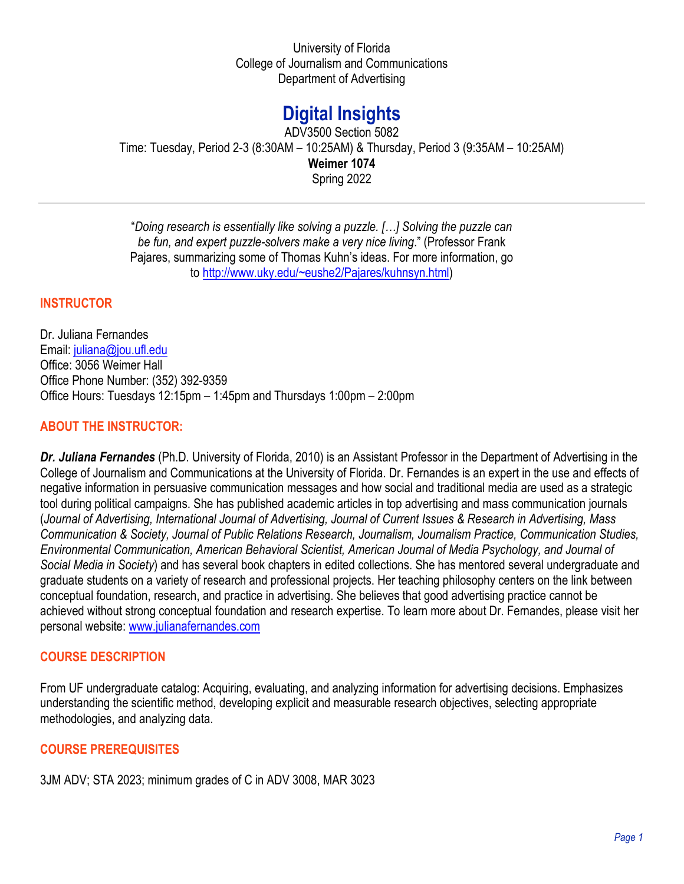University of Florida
College of Journalism and Communications
Department of Advertising

# Digital Insights

ADV3500 Section 5082
Time: Tuesday, Period 2-3 (8:30AM – 10:25AM) & Thursday, Period 3 (9:35AM – 10:25AM)
**Weimer 1074**
Spring 2022

---

"*Doing research is essentially like solving a puzzle. […] Solving the puzzle can be fun, and expert puzzle-solvers make a very nice living*." (Professor Frank Pajares, summarizing some of Thomas Kuhn's ideas. For more information, go to http://www.uky.edu/~eushe2/Pajares/kuhnsyn.html)

## INSTRUCTOR

Dr. Juliana Fernandes
Email: juliana@jou.ufl.edu
Office: 3056 Weimer Hall
Office Phone Number: (352) 392-9359
Office Hours: Tuesdays 12:15pm – 1:45pm and Thursdays 1:00pm – 2:00pm

## ABOUT THE INSTRUCTOR:

***Dr. Juliana Fernandes*** (Ph.D. University of Florida, 2010) is an Assistant Professor in the Department of Advertising in the College of Journalism and Communications at the University of Florida. Dr. Fernandes is an expert in the use and effects of negative information in persuasive communication messages and how social and traditional media are used as a strategic tool during political campaigns. She has published academic articles in top advertising and mass communication journals (*Journal of Advertising, International Journal of Advertising, Journal of Current Issues & Research in Advertising, Mass Communication & Society, Journal of Public Relations Research, Journalism, Journalism Practice, Communication Studies, Environmental Communication, American Behavioral Scientist, American Journal of Media Psychology, and Journal of Social Media in Society*) and has several book chapters in edited collections. She has mentored several undergraduate and graduate students on a variety of research and professional projects. Her teaching philosophy centers on the link between conceptual foundation, research, and practice in advertising. She believes that good advertising practice cannot be achieved without strong conceptual foundation and research expertise. To learn more about Dr. Fernandes, please visit her personal website: www.julianafernandes.com

## COURSE DESCRIPTION

From UF undergraduate catalog: Acquiring, evaluating, and analyzing information for advertising decisions. Emphasizes understanding the scientific method, developing explicit and measurable research objectives, selecting appropriate methodologies, and analyzing data.

## COURSE PREREQUISITES

3JM ADV; STA 2023; minimum grades of C in ADV 3008, MAR 3023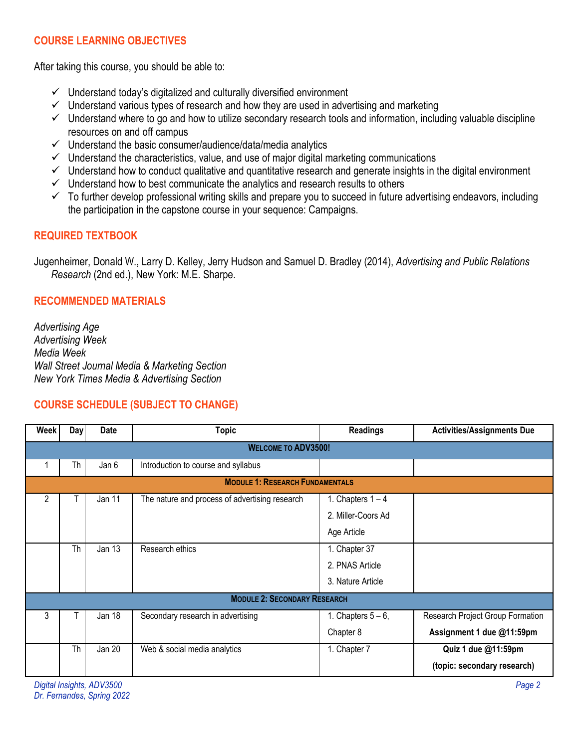## COURSE LEARNING OBJECTIVES

After taking this course, you should be able to:

- ✓ Understand today's digitalized and culturally diversified environment
- ✓ Understand various types of research and how they are used in advertising and marketing
- ✓ Understand where to go and how to utilize secondary research tools and information, including valuable discipline resources on and off campus
- ✓ Understand the basic consumer/audience/data/media analytics
- ✓ Understand the characteristics, value, and use of major digital marketing communications
- ✓ Understand how to conduct qualitative and quantitative research and generate insights in the digital environment
- ✓ Understand how to best communicate the analytics and research results to others
- ✓ To further develop professional writing skills and prepare you to succeed in future advertising endeavors, including the participation in the capstone course in your sequence: Campaigns.

## REQUIRED TEXTBOOK

Jugenheimer, Donald W., Larry D. Kelley, Jerry Hudson and Samuel D. Bradley (2014), *Advertising and Public Relations Research* (2nd ed.), New York: M.E. Sharpe.

## RECOMMENDED MATERIALS

*Advertising Age*
*Advertising Week*
*Media Week*
*Wall Street Journal Media & Marketing Section*
*New York Times Media & Advertising Section*

## COURSE SCHEDULE (SUBJECT TO CHANGE)

| Week | Day | Date | Topic | Readings | Activities/Assignments Due |
|---|---|---|---|---|---|
| **WELCOME TO ADV3500!** | | | | | |
| 1 | Th | Jan 6 | Introduction to course and syllabus | | |
| **MODULE 1: RESEARCH FUNDAMENTALS** | | | | | |
| 2 | T | Jan 11 | The nature and process of advertising research | 1. Chapters 1 – 4<br>2. Miller-Coors Ad Age Article | |
| | Th | Jan 13 | Research ethics | 1. Chapter 37<br>2. PNAS Article<br>3. Nature Article | |
| **MODULE 2: SECONDARY RESEARCH** | | | | | |
| 3 | T | Jan 18 | Secondary research in advertising | 1. Chapters 5 – 6, Chapter 8 | Research Project Group Formation<br>**Assignment 1 due @11:59pm** |
| | Th | Jan 20 | Web & social media analytics | 1. Chapter 7 | **Quiz 1 due @11:59pm (topic: secondary research)** |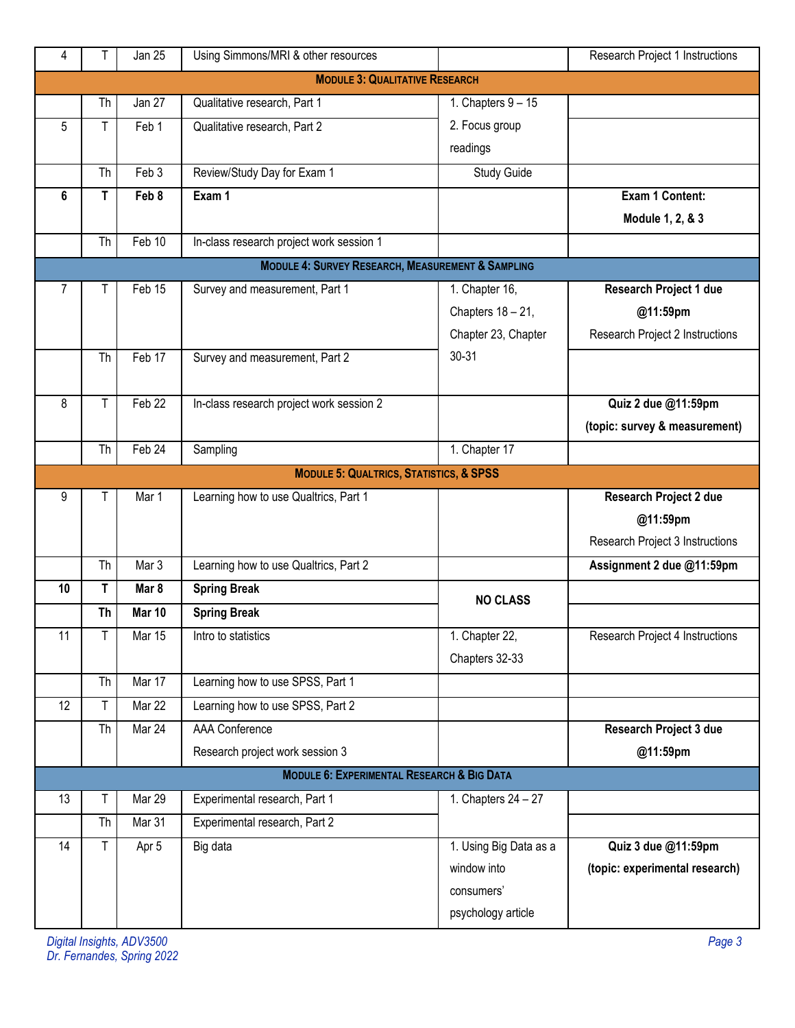| 4 | T | Jan 25 | Using Simmons/MRI & other resources | | Research Project 1 Instructions |
|---|---|---|---|---|---|
| **MODULE 3: QUALITATIVE RESEARCH** | | | | | |
| | Th | Jan 27 | Qualitative research, Part 1 | 1. Chapters 9 – 15 | |
| 5 | T | Feb 1 | Qualitative research, Part 2 | 2. Focus group readings | |
| | Th | Feb 3 | Review/Study Day for Exam 1 | Study Guide | |
| **6** | **T** | **Feb 8** | **Exam 1** | | **Exam 1 Content: Module 1, 2, & 3** |
| | Th | Feb 10 | In-class research project work session 1 | | |
| **MODULE 4: SURVEY RESEARCH, MEASUREMENT & SAMPLING** | | | | | |
| 7 | T | Feb 15 | Survey and measurement, Part 1 | 1. Chapter 16, Chapters 18 – 21, Chapter 23, Chapter 30-31 | **Research Project 1 due @11:59pm** Research Project 2 Instructions |
| | Th | Feb 17 | Survey and measurement, Part 2 | | |
| 8 | T | Feb 22 | In-class research project work session 2 | | **Quiz 2 due @11:59pm (topic: survey & measurement)** |
| | Th | Feb 24 | Sampling | 1. Chapter 17 | |
| **MODULE 5: QUALTRICS, STATISTICS, & SPSS** | | | | | |
| 9 | T | Mar 1 | Learning how to use Qualtrics, Part 1 | | **Research Project 2 due @11:59pm** Research Project 3 Instructions |
| | Th | Mar 3 | Learning how to use Qualtrics, Part 2 | | **Assignment 2 due @11:59pm** |
| **10** | **T** | **Mar 8** | **Spring Break** | **NO CLASS** | |
| | **Th** | **Mar 10** | **Spring Break** | | |
| 11 | T | Mar 15 | Intro to statistics | 1. Chapter 22, Chapters 32-33 | Research Project 4 Instructions |
| | Th | Mar 17 | Learning how to use SPSS, Part 1 | | |
| 12 | T | Mar 22 | Learning how to use SPSS, Part 2 | | |
| | Th | Mar 24 | AAA Conference<br>Research project work session 3 | | **Research Project 3 due @11:59pm** |
| **MODULE 6: EXPERIMENTAL RESEARCH & BIG DATA** | | | | | |
| 13 | T | Mar 29 | Experimental research, Part 1 | 1. Chapters 24 – 27 | |
| | Th | Mar 31 | Experimental research, Part 2 | | |
| 14 | T | Apr 5 | Big data | 1. Using Big Data as a window into consumers' psychology article | **Quiz 3 due @11:59pm (topic: experimental research)** |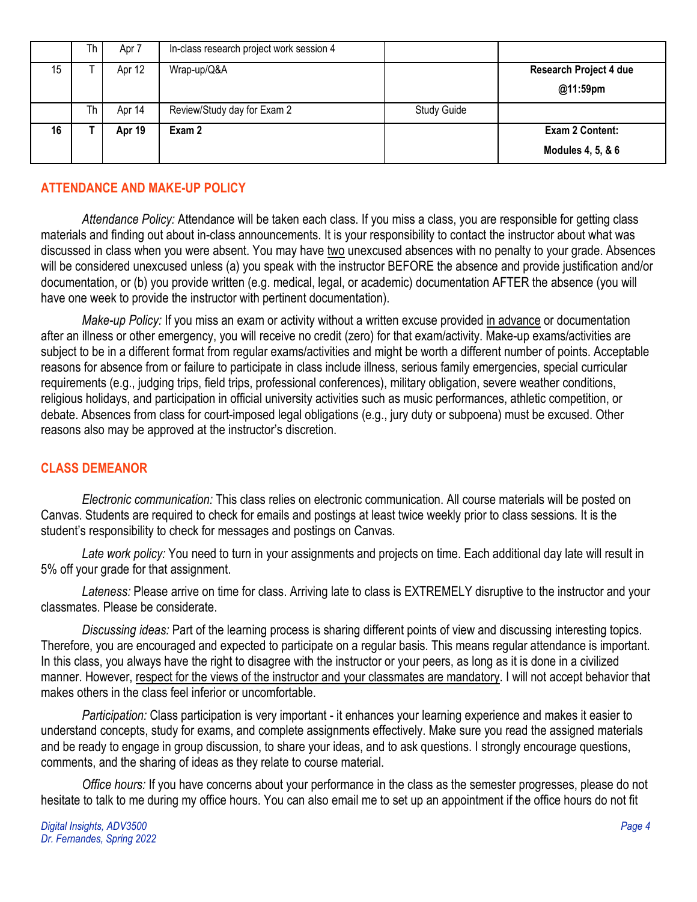| | Th | Apr 7 | In-class research project work session 4 | | |
|---|---|---|---|---|---|
| 15 | T | Apr 12 | Wrap-up/Q&A | | **Research Project 4 due @11:59pm** |
| | Th | Apr 14 | Review/Study day for Exam 2 | Study Guide | |
| **16** | **T** | **Apr 19** | **Exam 2** | | **Exam 2 Content: Modules 4, 5, & 6** |

## ATTENDANCE AND MAKE-UP POLICY

*Attendance Policy:* Attendance will be taken each class. If you miss a class, you are responsible for getting class materials and finding out about in-class announcements. It is your responsibility to contact the instructor about what was discussed in class when you were absent. You may have two unexcused absences with no penalty to your grade. Absences will be considered unexcused unless (a) you speak with the instructor BEFORE the absence and provide justification and/or documentation, or (b) you provide written (e.g. medical, legal, or academic) documentation AFTER the absence (you will have one week to provide the instructor with pertinent documentation).

*Make-up Policy:* If you miss an exam or activity without a written excuse provided in advance or documentation after an illness or other emergency, you will receive no credit (zero) for that exam/activity. Make-up exams/activities are subject to be in a different format from regular exams/activities and might be worth a different number of points. Acceptable reasons for absence from or failure to participate in class include illness, serious family emergencies, special curricular requirements (e.g., judging trips, field trips, professional conferences), military obligation, severe weather conditions, religious holidays, and participation in official university activities such as music performances, athletic competition, or debate. Absences from class for court-imposed legal obligations (e.g., jury duty or subpoena) must be excused. Other reasons also may be approved at the instructor's discretion.

## CLASS DEMEANOR

*Electronic communication:* This class relies on electronic communication. All course materials will be posted on Canvas. Students are required to check for emails and postings at least twice weekly prior to class sessions. It is the student's responsibility to check for messages and postings on Canvas.

*Late work policy:* You need to turn in your assignments and projects on time. Each additional day late will result in 5% off your grade for that assignment.

*Lateness:* Please arrive on time for class. Arriving late to class is EXTREMELY disruptive to the instructor and your classmates. Please be considerate.

*Discussing ideas:* Part of the learning process is sharing different points of view and discussing interesting topics. Therefore, you are encouraged and expected to participate on a regular basis. This means regular attendance is important. In this class, you always have the right to disagree with the instructor or your peers, as long as it is done in a civilized manner. However, respect for the views of the instructor and your classmates are mandatory. I will not accept behavior that makes others in the class feel inferior or uncomfortable.

*Participation:* Class participation is very important - it enhances your learning experience and makes it easier to understand concepts, study for exams, and complete assignments effectively. Make sure you read the assigned materials and be ready to engage in group discussion, to share your ideas, and to ask questions. I strongly encourage questions, comments, and the sharing of ideas as they relate to course material.

*Office hours:* If you have concerns about your performance in the class as the semester progresses, please do not hesitate to talk to me during my office hours. You can also email me to set up an appointment if the office hours do not fit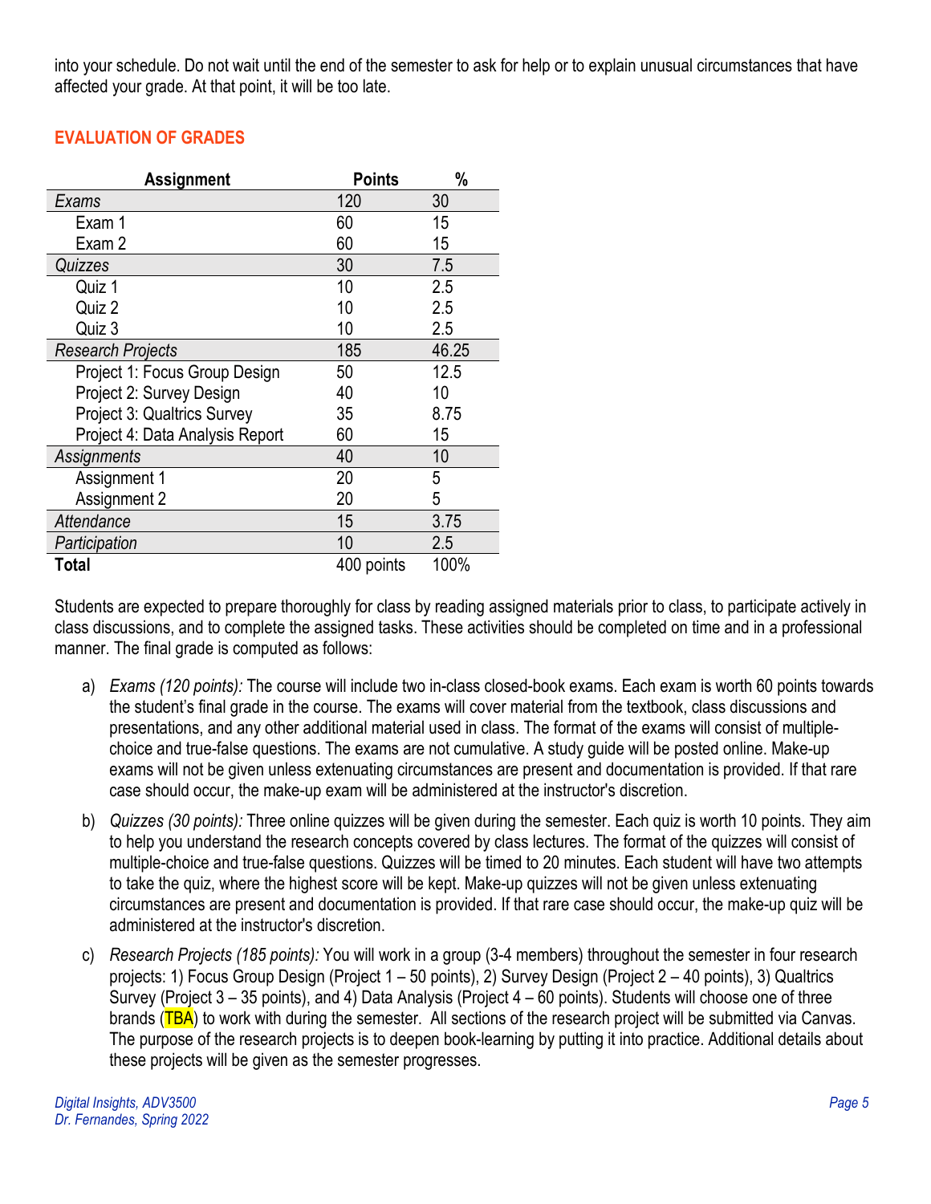into your schedule. Do not wait until the end of the semester to ask for help or to explain unusual circumstances that have affected your grade. At that point, it will be too late.

## EVALUATION OF GRADES

| Assignment | Points | % |
|---|---|---|
| *Exams* | 120 | 30 |
| Exam 1 | 60 | 15 |
| Exam 2 | 60 | 15 |
| *Quizzes* | 30 | 7.5 |
| Quiz 1 | 10 | 2.5 |
| Quiz 2 | 10 | 2.5 |
| Quiz 3 | 10 | 2.5 |
| *Research Projects* | 185 | 46.25 |
| Project 1: Focus Group Design | 50 | 12.5 |
| Project 2: Survey Design | 40 | 10 |
| Project 3: Qualtrics Survey | 35 | 8.75 |
| Project 4: Data Analysis Report | 60 | 15 |
| *Assignments* | 40 | 10 |
| Assignment 1 | 20 | 5 |
| Assignment 2 | 20 | 5 |
| *Attendance* | 15 | 3.75 |
| *Participation* | 10 | 2.5 |
| **Total** | 400 points | 100% |

Students are expected to prepare thoroughly for class by reading assigned materials prior to class, to participate actively in class discussions, and to complete the assigned tasks. These activities should be completed on time and in a professional manner. The final grade is computed as follows:

a) *Exams (120 points):* The course will include two in-class closed-book exams. Each exam is worth 60 points towards the student's final grade in the course. The exams will cover material from the textbook, class discussions and presentations, and any other additional material used in class. The format of the exams will consist of multiple-choice and true-false questions. The exams are not cumulative. A study guide will be posted online. Make-up exams will not be given unless extenuating circumstances are present and documentation is provided. If that rare case should occur, the make-up exam will be administered at the instructor's discretion.

b) *Quizzes (30 points):* Three online quizzes will be given during the semester. Each quiz is worth 10 points. They aim to help you understand the research concepts covered by class lectures. The format of the quizzes will consist of multiple-choice and true-false questions. Quizzes will be timed to 20 minutes. Each student will have two attempts to take the quiz, where the highest score will be kept. Make-up quizzes will not be given unless extenuating circumstances are present and documentation is provided. If that rare case should occur, the make-up quiz will be administered at the instructor's discretion.

c) *Research Projects (185 points):* You will work in a group (3-4 members) throughout the semester in four research projects: 1) Focus Group Design (Project 1 – 50 points), 2) Survey Design (Project 2 – 40 points), 3) Qualtrics Survey (Project 3 – 35 points), and 4) Data Analysis (Project 4 – 60 points). Students will choose one of three brands (TBA) to work with during the semester. All sections of the research project will be submitted via Canvas. The purpose of the research projects is to deepen book-learning by putting it into practice. Additional details about these projects will be given as the semester progresses.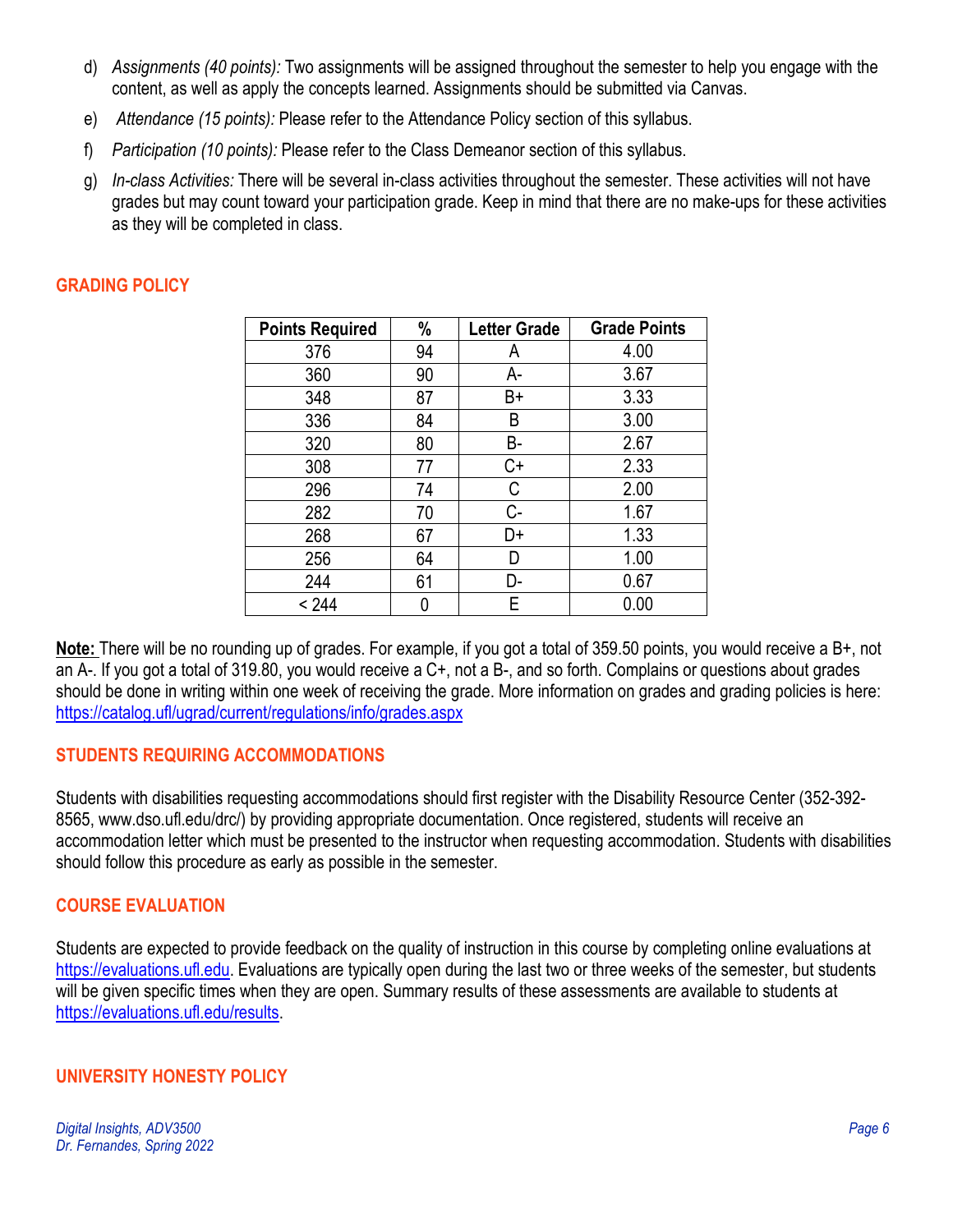d) *Assignments (40 points):* Two assignments will be assigned throughout the semester to help you engage with the content, as well as apply the concepts learned. Assignments should be submitted via Canvas.

e) *Attendance (15 points):* Please refer to the Attendance Policy section of this syllabus.

f) *Participation (10 points):* Please refer to the Class Demeanor section of this syllabus.

g) *In-class Activities:* There will be several in-class activities throughout the semester. These activities will not have grades but may count toward your participation grade. Keep in mind that there are no make-ups for these activities as they will be completed in class.

## GRADING POLICY

| Points Required | % | Letter Grade | Grade Points |
|---|---|---|---|
| 376 | 94 | A | 4.00 |
| 360 | 90 | A- | 3.67 |
| 348 | 87 | B+ | 3.33 |
| 336 | 84 | B | 3.00 |
| 320 | 80 | B- | 2.67 |
| 308 | 77 | C+ | 2.33 |
| 296 | 74 | C | 2.00 |
| 282 | 70 | C- | 1.67 |
| 268 | 67 | D+ | 1.33 |
| 256 | 64 | D | 1.00 |
| 244 | 61 | D- | 0.67 |
| < 244 | 0 | E | 0.00 |

**Note:** There will be no rounding up of grades. For example, if you got a total of 359.50 points, you would receive a B+, not an A-. If you got a total of 319.80, you would receive a C+, not a B-, and so forth. Complains or questions about grades should be done in writing within one week of receiving the grade. More information on grades and grading policies is here: https://catalog.ufl/ugrad/current/regulations/info/grades.aspx

## STUDENTS REQUIRING ACCOMMODATIONS

Students with disabilities requesting accommodations should first register with the Disability Resource Center (352-392-8565, www.dso.ufl.edu/drc/) by providing appropriate documentation. Once registered, students will receive an accommodation letter which must be presented to the instructor when requesting accommodation. Students with disabilities should follow this procedure as early as possible in the semester.

## COURSE EVALUATION

Students are expected to provide feedback on the quality of instruction in this course by completing online evaluations at https://evaluations.ufl.edu. Evaluations are typically open during the last two or three weeks of the semester, but students will be given specific times when they are open. Summary results of these assessments are available to students at https://evaluations.ufl.edu/results.

## UNIVERSITY HONESTY POLICY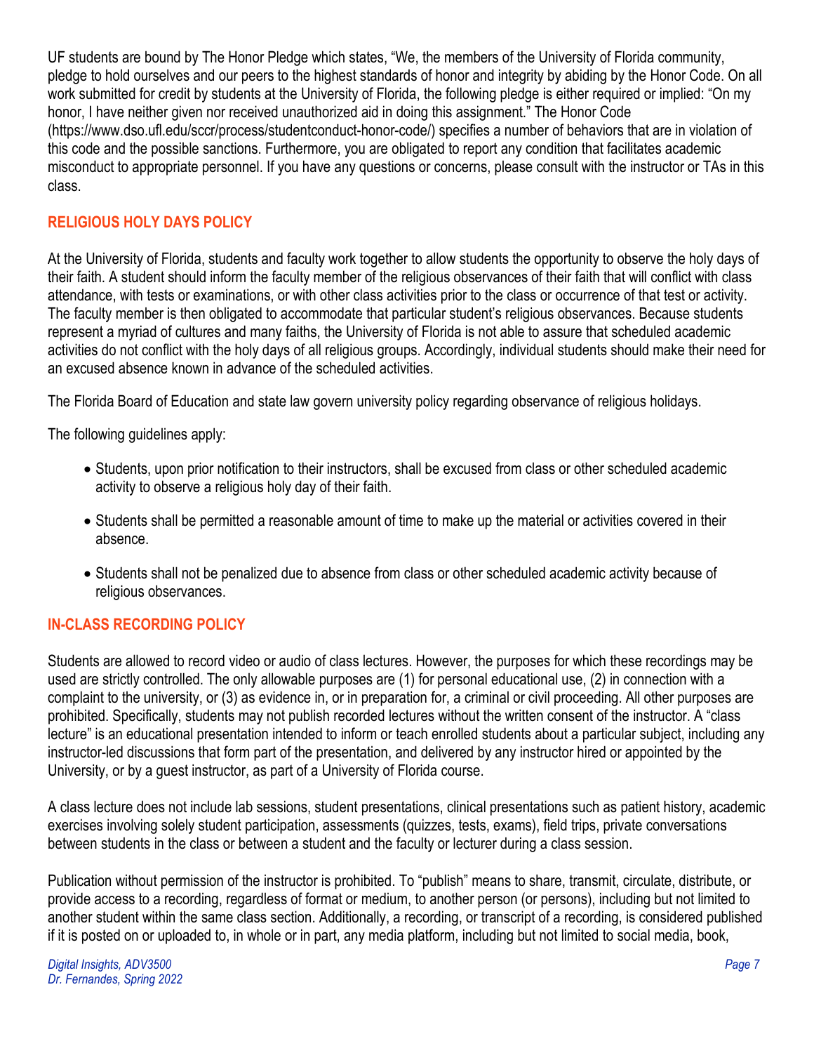UF students are bound by The Honor Pledge which states, "We, the members of the University of Florida community, pledge to hold ourselves and our peers to the highest standards of honor and integrity by abiding by the Honor Code. On all work submitted for credit by students at the University of Florida, the following pledge is either required or implied: "On my honor, I have neither given nor received unauthorized aid in doing this assignment." The Honor Code (https://www.dso.ufl.edu/sccr/process/studentconduct-honor-code/) specifies a number of behaviors that are in violation of this code and the possible sanctions. Furthermore, you are obligated to report any condition that facilitates academic misconduct to appropriate personnel. If you have any questions or concerns, please consult with the instructor or TAs in this class.

## RELIGIOUS HOLY DAYS POLICY

At the University of Florida, students and faculty work together to allow students the opportunity to observe the holy days of their faith. A student should inform the faculty member of the religious observances of their faith that will conflict with class attendance, with tests or examinations, or with other class activities prior to the class or occurrence of that test or activity. The faculty member is then obligated to accommodate that particular student's religious observances. Because students represent a myriad of cultures and many faiths, the University of Florida is not able to assure that scheduled academic activities do not conflict with the holy days of all religious groups. Accordingly, individual students should make their need for an excused absence known in advance of the scheduled activities.

The Florida Board of Education and state law govern university policy regarding observance of religious holidays.

The following guidelines apply:

- Students, upon prior notification to their instructors, shall be excused from class or other scheduled academic activity to observe a religious holy day of their faith.
- Students shall be permitted a reasonable amount of time to make up the material or activities covered in their absence.
- Students shall not be penalized due to absence from class or other scheduled academic activity because of religious observances.

## IN-CLASS RECORDING POLICY

Students are allowed to record video or audio of class lectures. However, the purposes for which these recordings may be used are strictly controlled. The only allowable purposes are (1) for personal educational use, (2) in connection with a complaint to the university, or (3) as evidence in, or in preparation for, a criminal or civil proceeding. All other purposes are prohibited. Specifically, students may not publish recorded lectures without the written consent of the instructor. A "class lecture" is an educational presentation intended to inform or teach enrolled students about a particular subject, including any instructor-led discussions that form part of the presentation, and delivered by any instructor hired or appointed by the University, or by a guest instructor, as part of a University of Florida course.

A class lecture does not include lab sessions, student presentations, clinical presentations such as patient history, academic exercises involving solely student participation, assessments (quizzes, tests, exams), field trips, private conversations between students in the class or between a student and the faculty or lecturer during a class session.

Publication without permission of the instructor is prohibited. To "publish" means to share, transmit, circulate, distribute, or provide access to a recording, regardless of format or medium, to another person (or persons), including but not limited to another student within the same class section. Additionally, a recording, or transcript of a recording, is considered published if it is posted on or uploaded to, in whole or in part, any media platform, including but not limited to social media, book,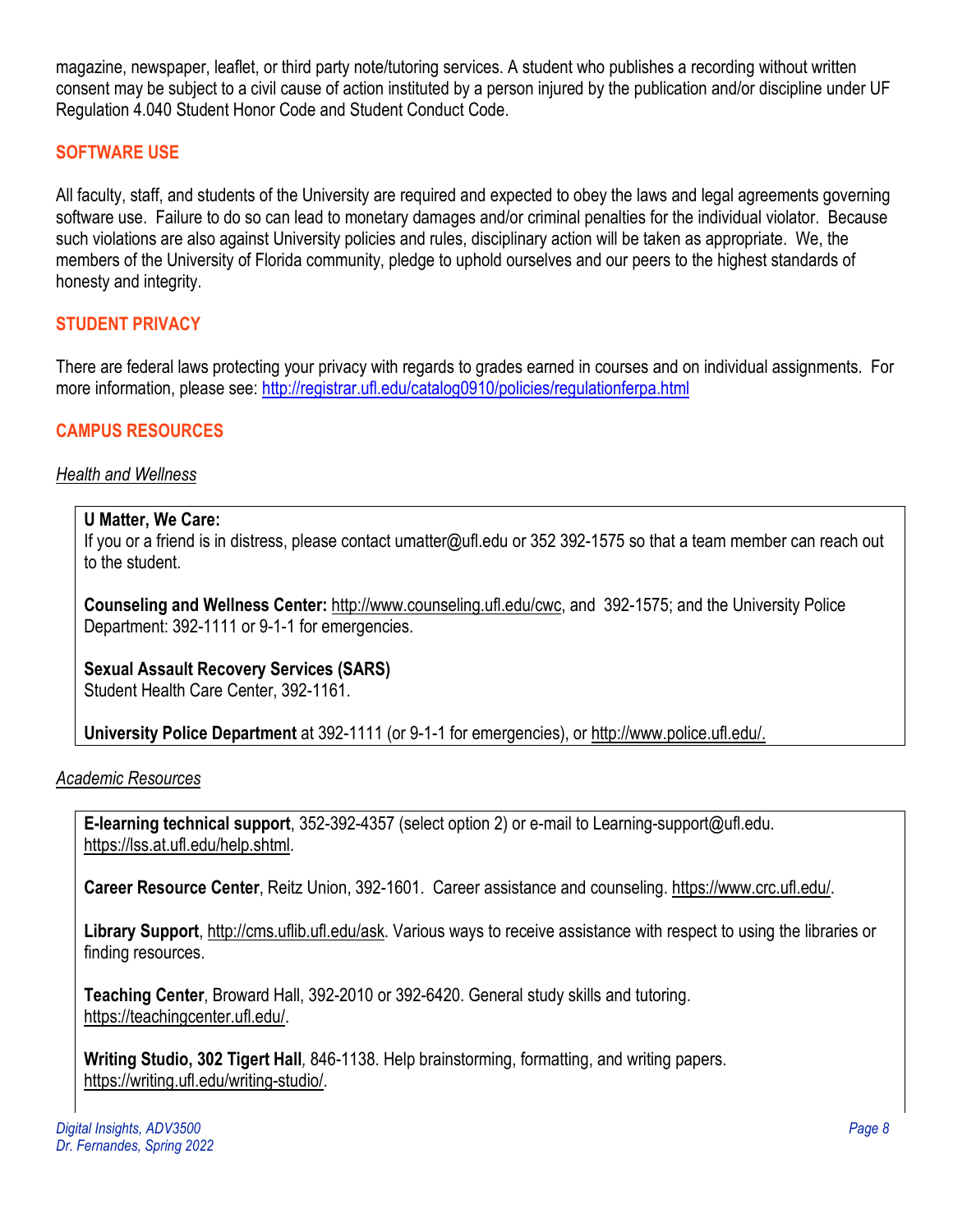magazine, newspaper, leaflet, or third party note/tutoring services. A student who publishes a recording without written consent may be subject to a civil cause of action instituted by a person injured by the publication and/or discipline under UF Regulation 4.040 Student Honor Code and Student Conduct Code.

## SOFTWARE USE

All faculty, staff, and students of the University are required and expected to obey the laws and legal agreements governing software use. Failure to do so can lead to monetary damages and/or criminal penalties for the individual violator. Because such violations are also against University policies and rules, disciplinary action will be taken as appropriate. We, the members of the University of Florida community, pledge to uphold ourselves and our peers to the highest standards of honesty and integrity.

## STUDENT PRIVACY

There are federal laws protecting your privacy with regards to grades earned in courses and on individual assignments. For more information, please see: http://registrar.ufl.edu/catalog0910/policies/regulationferpa.html

## CAMPUS RESOURCES

*Health and Wellness*

**U Matter, We Care:**
If you or a friend is in distress, please contact umatter@ufl.edu or 352 392-1575 so that a team member can reach out to the student.

**Counseling and Wellness Center:** http://www.counseling.ufl.edu/cwc, and 392-1575; and the University Police Department: 392-1111 or 9-1-1 for emergencies.

**Sexual Assault Recovery Services (SARS)**
Student Health Care Center, 392-1161.

**University Police Department** at 392-1111 (or 9-1-1 for emergencies), or http://www.police.ufl.edu/.

*Academic Resources*

**E-learning technical support**, 352-392-4357 (select option 2) or e-mail to Learning-support@ufl.edu. https://lss.at.ufl.edu/help.shtml.

**Career Resource Center**, Reitz Union, 392-1601. Career assistance and counseling. https://www.crc.ufl.edu/.

**Library Support**, http://cms.uflib.ufl.edu/ask. Various ways to receive assistance with respect to using the libraries or finding resources.

**Teaching Center**, Broward Hall, 392-2010 or 392-6420. General study skills and tutoring. https://teachingcenter.ufl.edu/.

**Writing Studio, 302 Tigert Hall**, 846-1138. Help brainstorming, formatting, and writing papers. https://writing.ufl.edu/writing-studio/.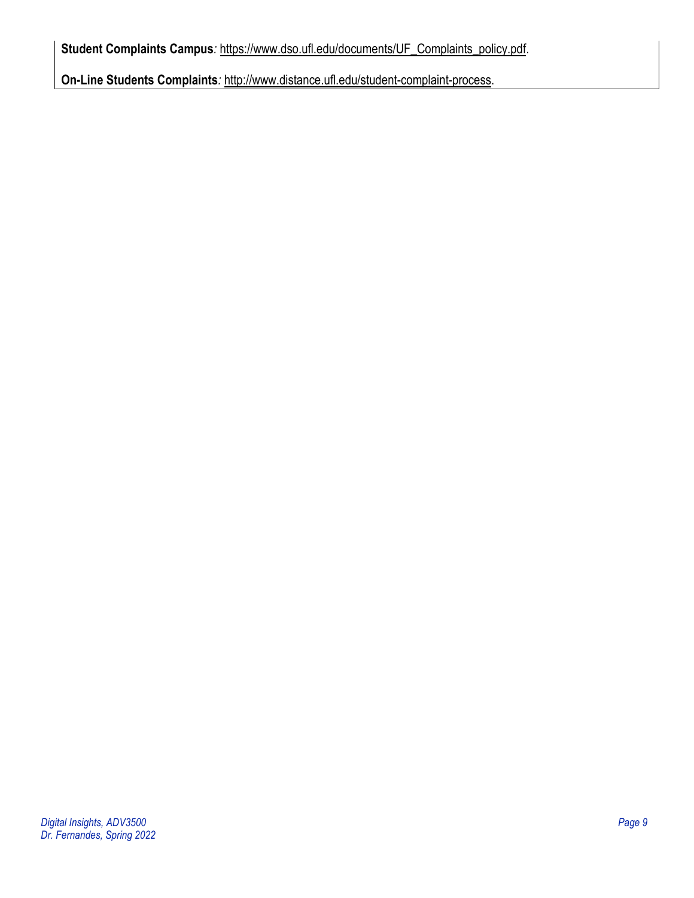**Student Complaints Campus**: https://www.dso.ufl.edu/documents/UF_Complaints_policy.pdf.

**On-Line Students Complaints**: http://www.distance.ufl.edu/student-complaint-process.